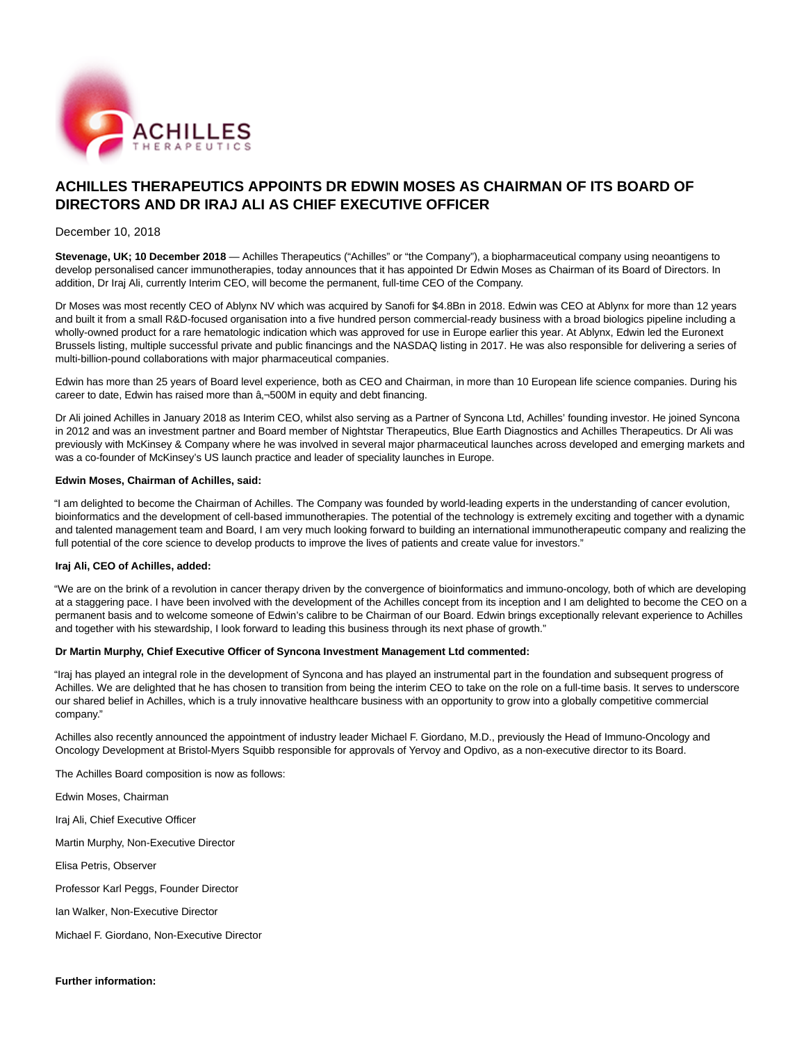# ACHILLES THERAPEUTICS APPOINTS DR EDWIN MOSES AS CHAIRMAN OF ITS BOARD OF DIRECTORS AND DR IRAJ ALI AS CHIEF EXECUTIVE OFFICER

December 10, 2018

**Stevenage, UK; 10 December 2018** — Achilles Therapeutics ("Achilles" or "the Company"), a biopharmaceutical company using neoantigens to develop personalised cancer immunotherapies, today announces that it has appointed Dr Edwin Moses as Chairman of its Board of Directors. In addition, Dr Iraj Ali, currently Interim CEO, will become the permanent, full-time CEO of the Company.

Dr Moses was most recently CEO of Ablynx NV which was acquired by Sanofi for $4.8Bn in 2018. Edwin was CEO at Ablynx for more than 12 years and built it from a small R&D-focused organisation into a five hundred person commercial-ready business with a broad biologics pipeline including a wholly-owned product for a rare hematologic indication which was approved for use in Europe earlier this year. At Ablynx, Edwin led the Euronext Brussels listing, multiple successful private and public financings and the NASDAQ listing in 2017. He was also responsible for delivering a series of multi-billion-pound collaborations with major pharmaceutical companies.

Edwin has more than 25 years of Board level experience, both as CEO and Chairman, in more than 10 European life science companies. During his career to date, Edwin has raised more than â‚¬500M in equity and debt financing.

Dr Ali joined Achilles in January 2018 as Interim CEO, whilst also serving as a Partner of Syncona Ltd, Achilles' founding investor. He joined Syncona in 2012 and was an investment partner and Board member of Nightstar Therapeutics, Blue Earth Diagnostics and Achilles Therapeutics. Dr Ali was previously with McKinsey & Company where he was involved in several major pharmaceutical launches across developed and emerging markets and was a co-founder of McKinsey's US launch practice and leader of speciality launches in Europe.

**Edwin Moses, Chairman of Achilles, said:**

"I am delighted to become the Chairman of Achilles. The Company was founded by world-leading experts in the understanding of cancer evolution, bioinformatics and the development of cell-based immunotherapies. The potential of the technology is extremely exciting and together with a dynamic and talented management team and Board, I am very much looking forward to building an international immunotherapeutic company and realizing the full potential of the core science to develop products to improve the lives of patients and create value for investors."

**Iraj Ali, CEO of Achilles, added:**

"We are on the brink of a revolution in cancer therapy driven by the convergence of bioinformatics and immuno-oncology, both of which are developing at a staggering pace. I have been involved with the development of the Achilles concept from its inception and I am delighted to become the CEO on a permanent basis and to welcome someone of Edwin's calibre to be Chairman of our Board. Edwin brings exceptionally relevant experience to Achilles and together with his stewardship, I look forward to leading this business through its next phase of growth."

**Dr Martin Murphy, Chief Executive Officer of Syncona Investment Management Ltd commented:**

"Iraj has played an integral role in the development of Syncona and has played an instrumental part in the foundation and subsequent progress of Achilles. We are delighted that he has chosen to transition from being the interim CEO to take on the role on a full-time basis. It serves to underscore our shared belief in Achilles, which is a truly innovative healthcare business with an opportunity to grow into a globally competitive commercial company."

Achilles also recently announced the appointment of industry leader Michael F. Giordano, M.D., previously the Head of Immuno-Oncology and Oncology Development at Bristol-Myers Squibb responsible for approvals of Yervoy and Opdivo, as a non-executive director to its Board.

The Achilles Board composition is now as follows:

Edwin Moses, Chairman

Iraj Ali, Chief Executive Officer

Martin Murphy, Non-Executive Director

Elisa Petris, Observer

Professor Karl Peggs, Founder Director

Ian Walker, Non-Executive Director

Michael F. Giordano, Non-Executive Director

**Further information:**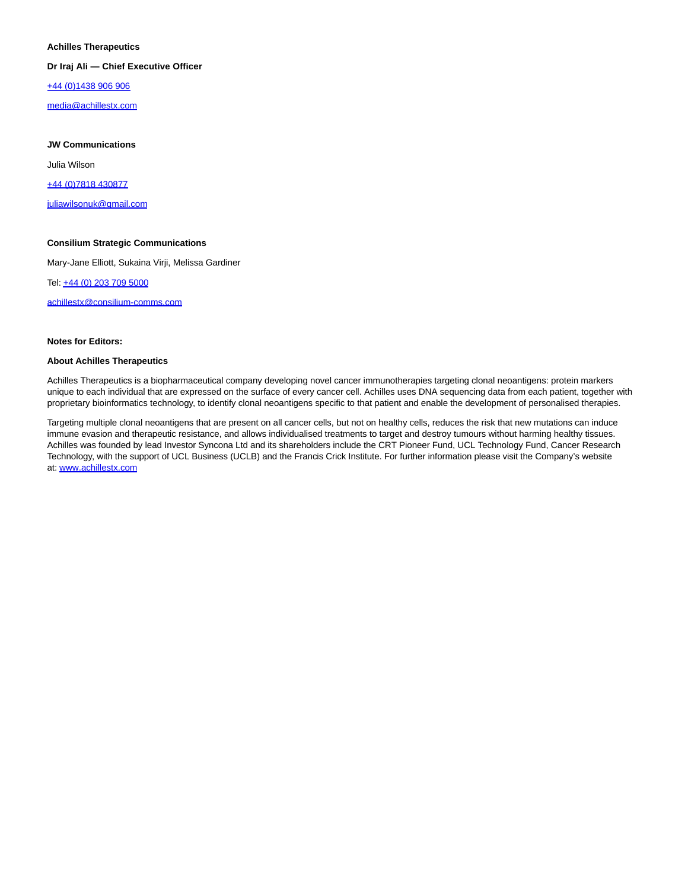**Achilles Therapeutics**

**Dr Iraj Ali — Chief Executive Officer**

+44 (0)1438 906 906

media@achillestx.com

**JW Communications**

Julia Wilson

+44 (0)7818 430877

juliawilsonuk@gmail.com

**Consilium Strategic Communications**

Mary-Jane Elliott, Sukaina Virji, Melissa Gardiner

Tel: +44 (0) 203 709 5000

achillestx@consilium-comms.com

**Notes for Editors:**

**About Achilles Therapeutics**

Achilles Therapeutics is a biopharmaceutical company developing novel cancer immunotherapies targeting clonal neoantigens: protein markers unique to each individual that are expressed on the surface of every cancer cell. Achilles uses DNA sequencing data from each patient, together with proprietary bioinformatics technology, to identify clonal neoantigens specific to that patient and enable the development of personalised therapies.

Targeting multiple clonal neoantigens that are present on all cancer cells, but not on healthy cells, reduces the risk that new mutations can induce immune evasion and therapeutic resistance, and allows individualised treatments to target and destroy tumours without harming healthy tissues. Achilles was founded by lead Investor Syncona Ltd and its shareholders include the CRT Pioneer Fund, UCL Technology Fund, Cancer Research Technology, with the support of UCL Business (UCLB) and the Francis Crick Institute. For further information please visit the Company's website at: www.achillestx.com